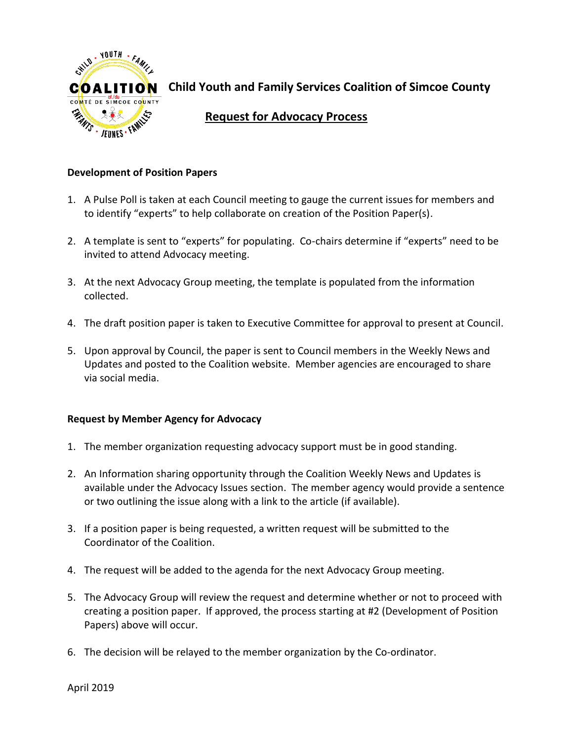# Child Youth and Family Services Coalition of Simcoe County

## Request for Advocacy Process

### Development of Position Papers

1. A Pulse Poll is taken at each Council meeting to gauge the current issues for members and to identify "experts" to help collaborate on creation of the Position Paper(s).

2. A template is sent to "experts" for populating. Co-chairs determine if "experts" need to be invited to attend Advocacy meeting.

3. At the next Advocacy Group meeting, the template is populated from the information collected.

4. The draft position paper is taken to Executive Committee for approval to present at Council.

5. Upon approval by Council, the paper is sent to Council members in the Weekly News and Updates and posted to the Coalition website. Member agencies are encouraged to share via social media.

### Request by Member Agency for Advocacy

1. The member organization requesting advocacy support must be in good standing.

2. An Information sharing opportunity through the Coalition Weekly News and Updates is available under the Advocacy Issues section. The member agency would provide a sentence or two outlining the issue along with a link to the article (if available).

3. If a position paper is being requested, a written request will be submitted to the Coordinator of the Coalition.

4. The request will be added to the agenda for the next Advocacy Group meeting.

5. The Advocacy Group will review the request and determine whether or not to proceed with creating a position paper. If approved, the process starting at #2 (Development of Position Papers) above will occur.

6. The decision will be relayed to the member organization by the Co-ordinator.

April 2019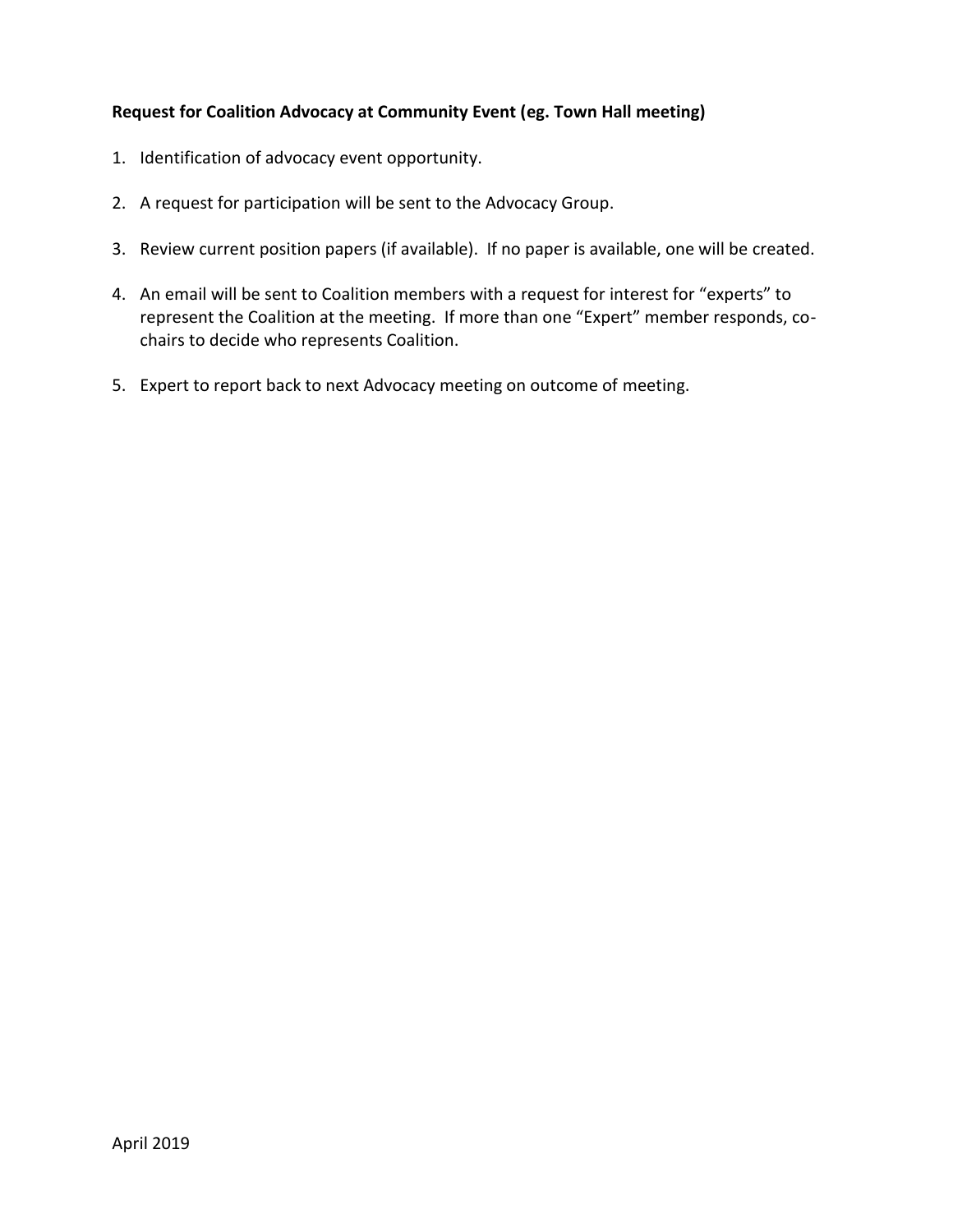**Request for Coalition Advocacy at Community Event (eg. Town Hall meeting)**

1. Identification of advocacy event opportunity.
2. A request for participation will be sent to the Advocacy Group.
3. Review current position papers (if available). If no paper is available, one will be created.
4. An email will be sent to Coalition members with a request for interest for "experts" to represent the Coalition at the meeting. If more than one "Expert" member responds, co-chairs to decide who represents Coalition.
5. Expert to report back to next Advocacy meeting on outcome of meeting.

April 2019